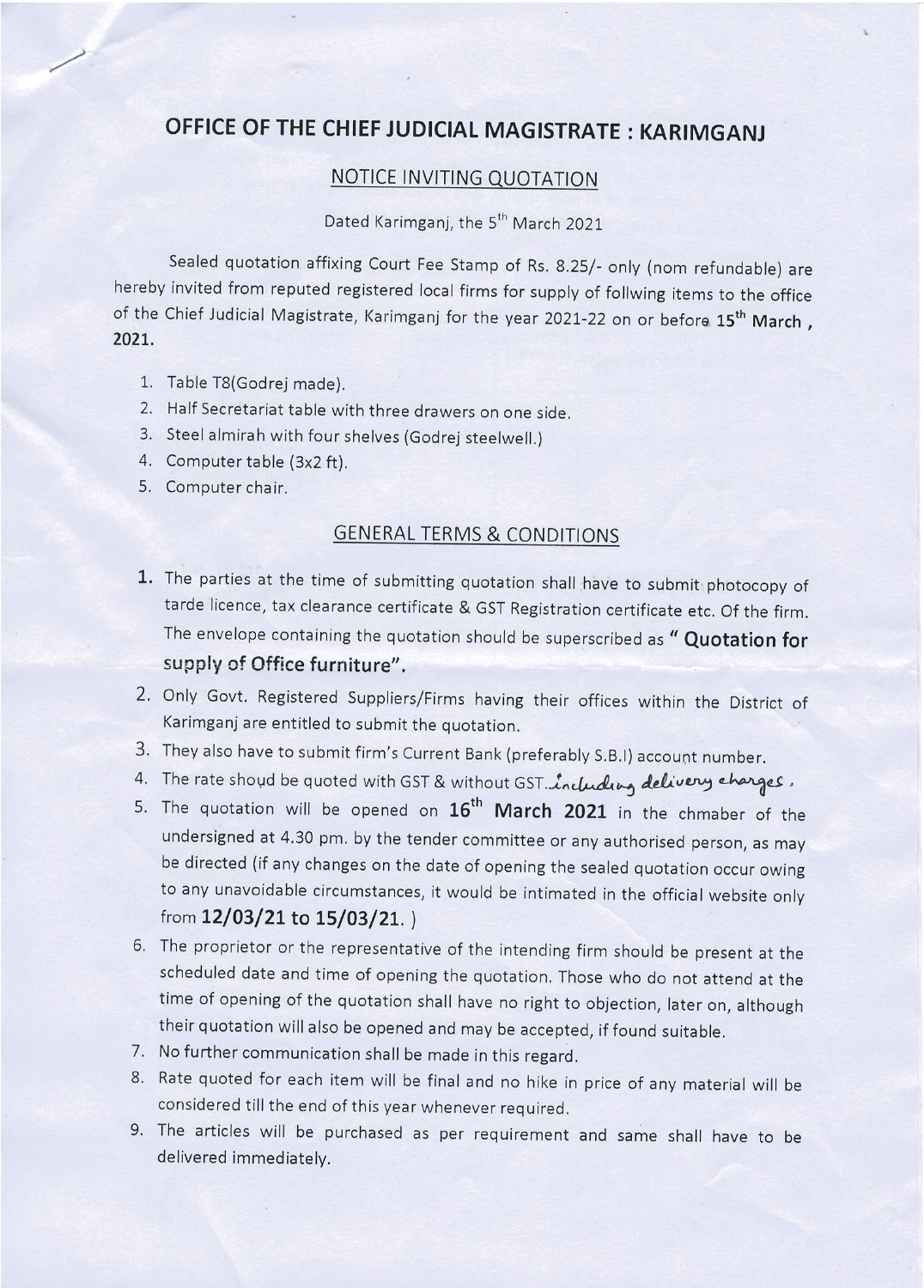# OFFICE OF THE CHIEF JUDICIAL MAGISTRATE : KARIMGANJ

## NOTICE INVITING QUOTATION

Dated Karimganj, the 5th March 2021

Sealed quotation affixing Court Fee Stamp of Rs. 8.25/- only (nom refundable) are hereby invited from reputed registered local firms for supply of follwing items to the office of the Chief Judicial Magistrate, Karimganj for the year 2021-22 on or before **15th March, 2021.**

1. Table T8(Godrej made).
2. Half Secretariat table with three drawers on one side.
3. Steel almirah with four shelves (Godrej steelwell.)
4. Computer table (3x2 ft).
5. Computer chair.

## GENERAL TERMS & CONDITIONS

1. The parties at the time of submitting quotation shall have to submit photocopy of tarde licence, tax clearance certificate & GST Registration certificate etc. Of the firm. The envelope containing the quotation should be superscribed as **" Quotation for supply of Office furniture".**
2. Only Govt. Registered Suppliers/Firms having their offices within the District of Karimganj are entitled to submit the quotation.
3. They also have to submit firm's Current Bank (preferably S.B.I) account number.
4. The rate shoud be quoted with GST & without GST..including delivery charges.
5. The quotation will be opened on **16th March 2021** in the chmaber of the undersigned at 4.30 pm. by the tender committee or any authorised person, as may be directed (if any changes on the date of opening the sealed quotation occur owing to any unavoidable circumstances, it would be intimated in the official website only from **12/03/21 to 15/03/21.** )
6. The proprietor or the representative of the intending firm should be present at the scheduled date and time of opening the quotation. Those who do not attend at the time of opening of the quotation shall have no right to objection, later on, although their quotation will also be opened and may be accepted, if found suitable.
7. No further communication shall be made in this regard.
8. Rate quoted for each item will be final and no hike in price of any material will be considered till the end of this year whenever required.
9. The articles will be purchased as per requirement and same shall have to be delivered immediately.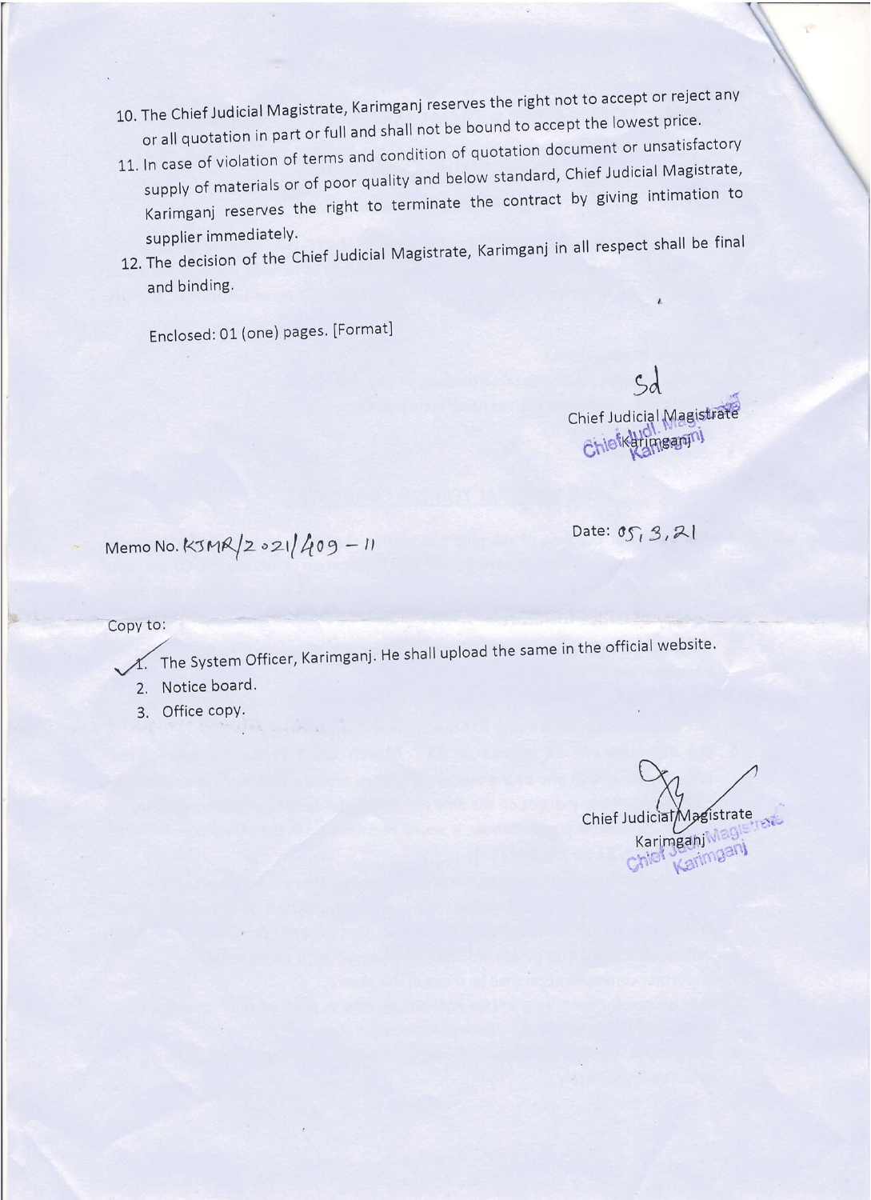10. The Chief Judicial Magistrate, Karimganj reserves the right not to accept or reject any or all quotation in part or full and shall not be bound to accept the lowest price.
11. In case of violation of terms and condition of quotation document or unsatisfactory supply of materials or of poor quality and below standard, Chief Judicial Magistrate, Karimganj reserves the right to terminate the contract by giving intimation to supplier immediately.
12. The decision of the Chief Judicial Magistrate, Karimganj in all respect shall be final and binding.

Enclosed: 01 (one) pages. [Format]

Sd

Chief Judicial Magistrate
Karimganj

Memo No. KJMR/2021/409 – 11

Date: 05, 3, 21

Copy to:

1. The System Officer, Karimganj. He shall upload the same in the official website.
2. Notice board.
3. Office copy.

Chief Judicial Magistrate
Karimganj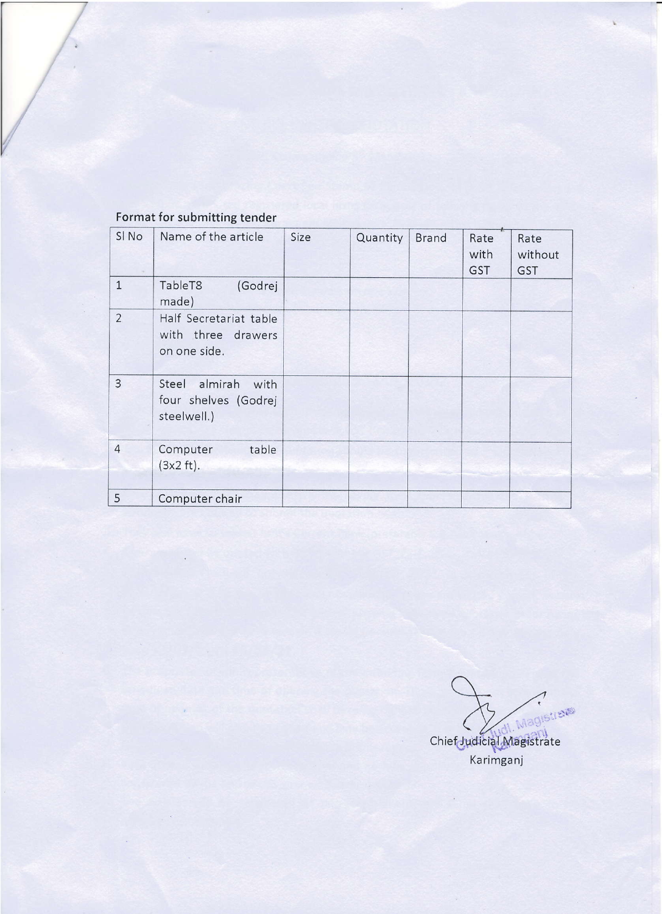Format for submitting tender

| Sl No | Name of the article | Size | Quantity | Brand | Rate with GST | Rate without GST |
|---|---|---|---|---|---|---|
| 1 | TableT8 (Godrej made) | | | | | |
| 2 | Half Secretariat table with three drawers on one side. | | | | | |
| 3 | Steel almirah with four shelves (Godrej steelwell.) | | | | | |
| 4 | Computer table (3x2 ft). | | | | | |
| 5 | Computer chair | | | | | |

Chief Judicial Magistrate
Karimganj